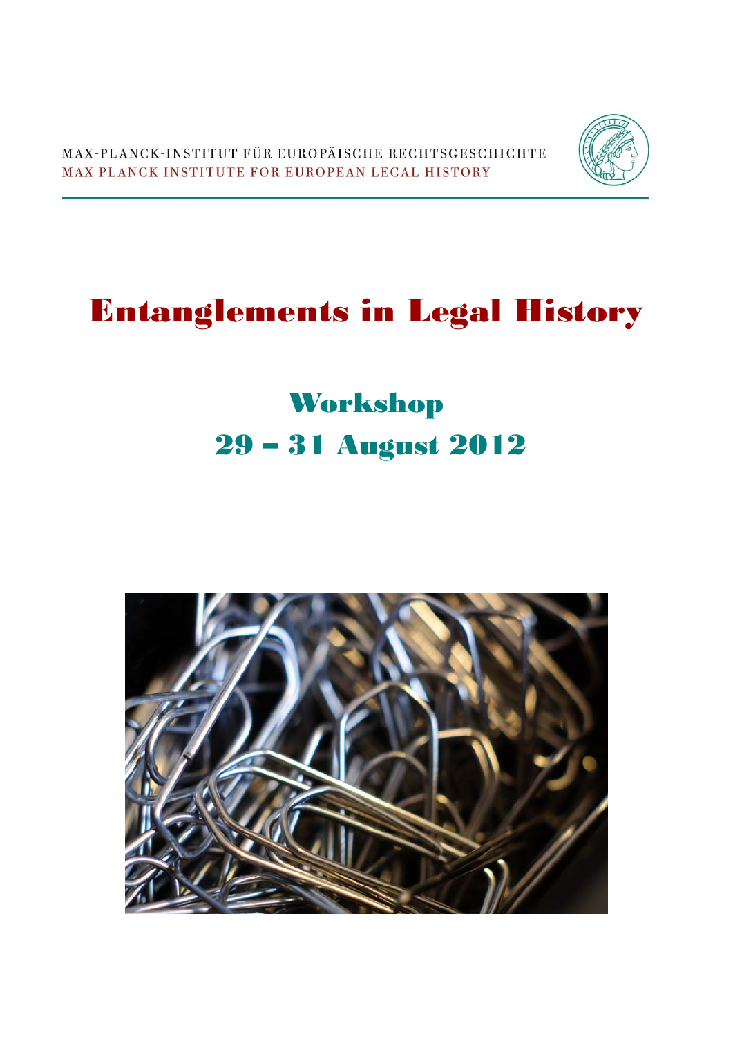MAX-PLANCK-INSTITUT FÜR EUROPÄISCHE RECHTSGESCHICHTE
MAX PLANCK INSTITUTE FOR EUROPEAN LEGAL HISTORY

# Entanglements in Legal History

## Workshop
## 29 – 31 August 2012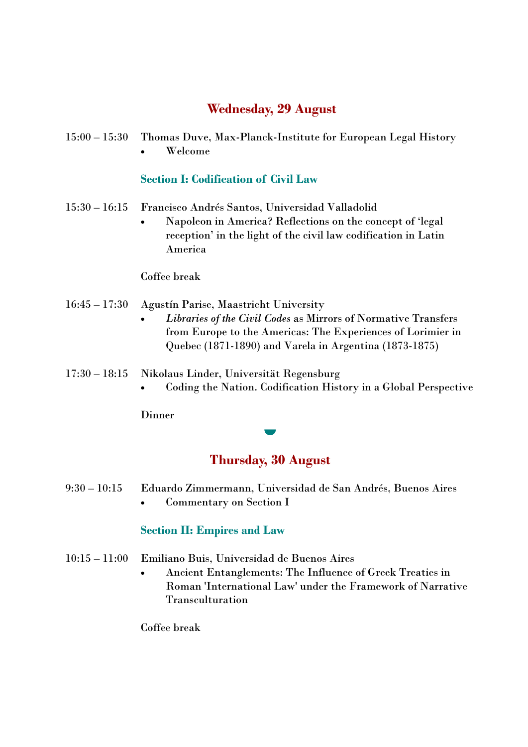## Wednesday, 29 August

15:00 – 15:30 Thomas Duve, Max-Planck-Institute for European Legal History

- Welcome

### Section I: Codification of Civil Law

15:30 – 16:15 Francisco Andrés Santos, Universidad Valladolid

- Napoleon in America? Reflections on the concept of 'legal reception' in the light of the civil law codification in Latin America

Coffee break

16:45 – 17:30 Agustín Parise, Maastricht University

- *Libraries of the Civil Codes* as Mirrors of Normative Transfers from Europe to the Americas: The Experiences of Lorimier in Quebec (1871-1890) and Varela in Argentina (1873-1875)

17:30 – 18:15 Nikolaus Linder, Universität Regensburg

- Coding the Nation. Codification History in a Global Perspective

Dinner

## Thursday, 30 August

9:30 – 10:15 Eduardo Zimmermann, Universidad de San Andrés, Buenos Aires

- Commentary on Section I

### Section II: Empires and Law

10:15 – 11:00 Emiliano Buis, Universidad de Buenos Aires

- Ancient Entanglements: The Influence of Greek Treaties in Roman 'International Law' under the Framework of Narrative Transculturation

Coffee break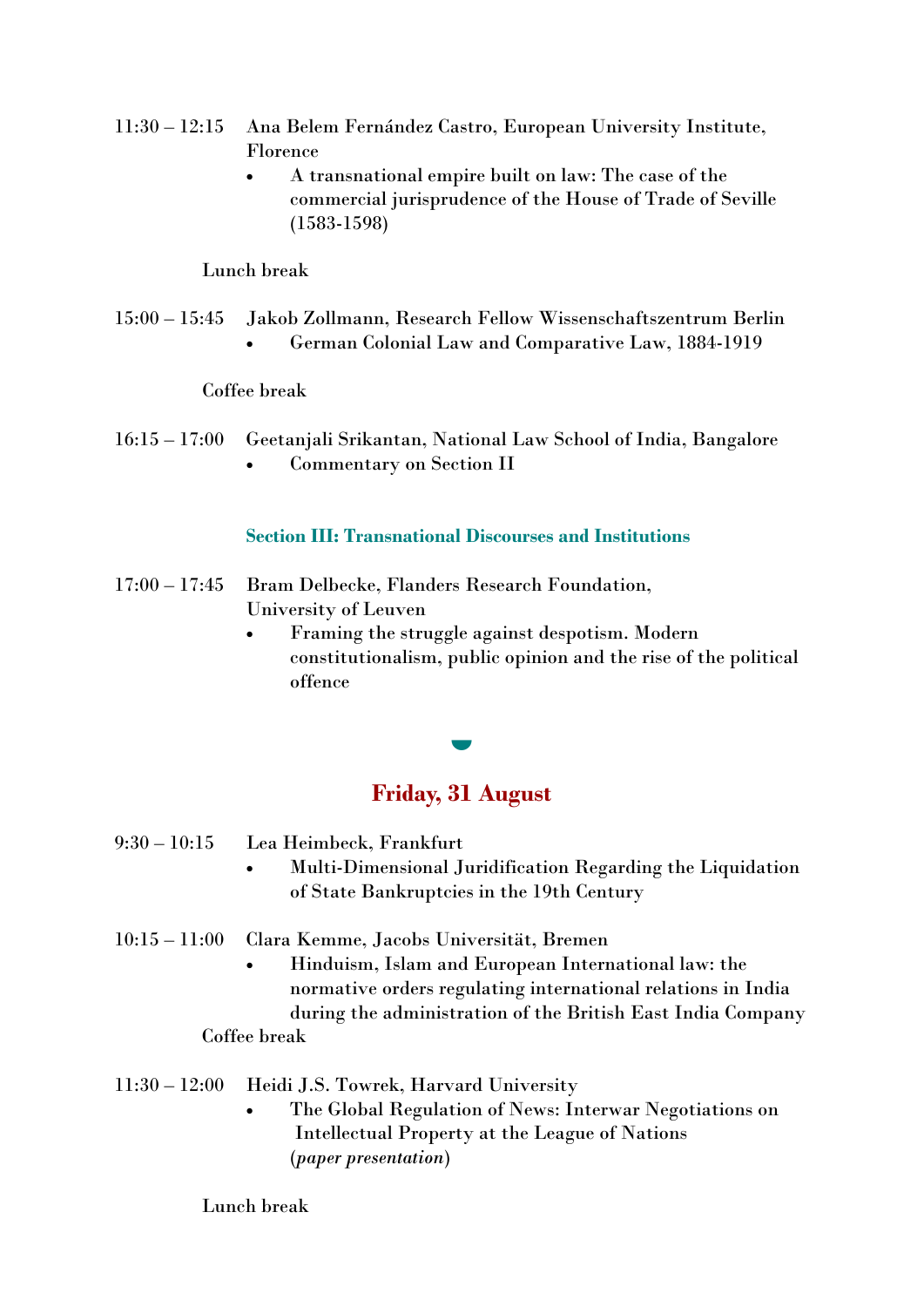11:30 – 12:15 Ana Belem Fernández Castro, European University Institute, Florence

- A transnational empire built on law: The case of the commercial jurisprudence of the House of Trade of Seville (1583-1598)

Lunch break

15:00 – 15:45 Jakob Zollmann, Research Fellow Wissenschaftszentrum Berlin

- German Colonial Law and Comparative Law, 1884-1919

Coffee break

16:15 – 17:00 Geetanjali Srikantan, National Law School of India, Bangalore

- Commentary on Section II

### Section III: Transnational Discourses and Institutions

17:00 – 17:45 Bram Delbecke, Flanders Research Foundation, University of Leuven

- Framing the struggle against despotism. Modern constitutionalism, public opinion and the rise of the political offence

## Friday, 31 August

9:30 – 10:15 Lea Heimbeck, Frankfurt

- Multi-Dimensional Juridification Regarding the Liquidation of State Bankruptcies in the 19th Century

10:15 – 11:00 Clara Kemme, Jacobs Universität, Bremen

- Hinduism, Islam and European International law: the normative orders regulating international relations in India during the administration of the British East India Company

Coffee break

11:30 – 12:00 Heidi J.S. Towrek, Harvard University

- The Global Regulation of News: Interwar Negotiations on Intellectual Property at the League of Nations (*paper presentation*)

Lunch break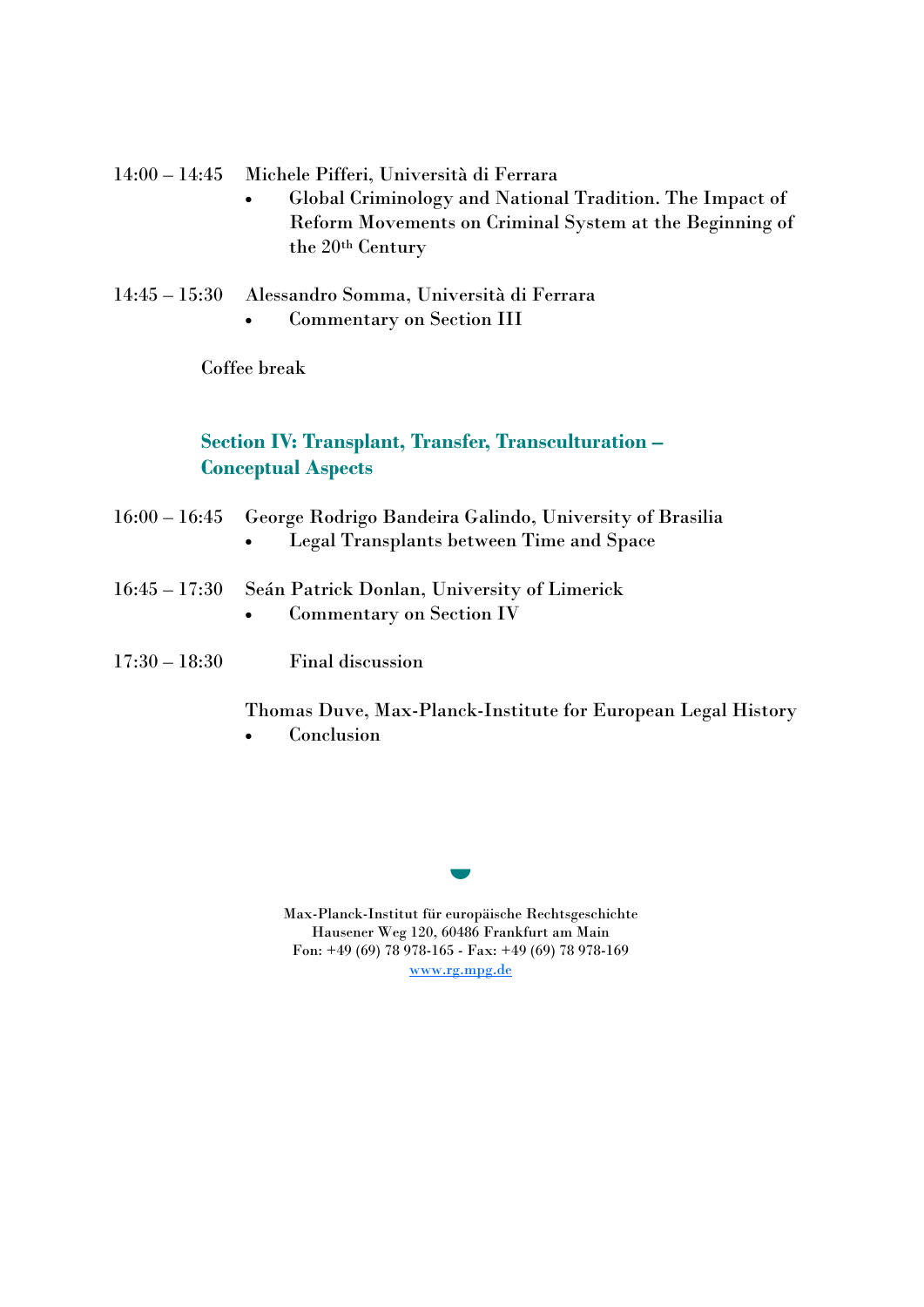14:00 – 14:45 Michele Pifferi, Università di Ferrara

- Global Criminology and National Tradition. The Impact of Reform Movements on Criminal System at the Beginning of the 20th Century

14:45 – 15:30 Alessandro Somma, Università di Ferrara

- Commentary on Section III

Coffee break

## Section IV: Transplant, Transfer, Transculturation – Conceptual Aspects

16:00 – 16:45 George Rodrigo Bandeira Galindo, University of Brasilia

- Legal Transplants between Time and Space

16:45 – 17:30 Seán Patrick Donlan, University of Limerick

- Commentary on Section IV

17:30 – 18:30 Final discussion

Thomas Duve, Max-Planck-Institute for European Legal History

- Conclusion

Max-Planck-Institut für europäische Rechtsgeschichte
Hausener Weg 120, 60486 Frankfurt am Main
Fon: +49 (69) 78 978-165 - Fax: +49 (69) 78 978-169
www.rg.mpg.de